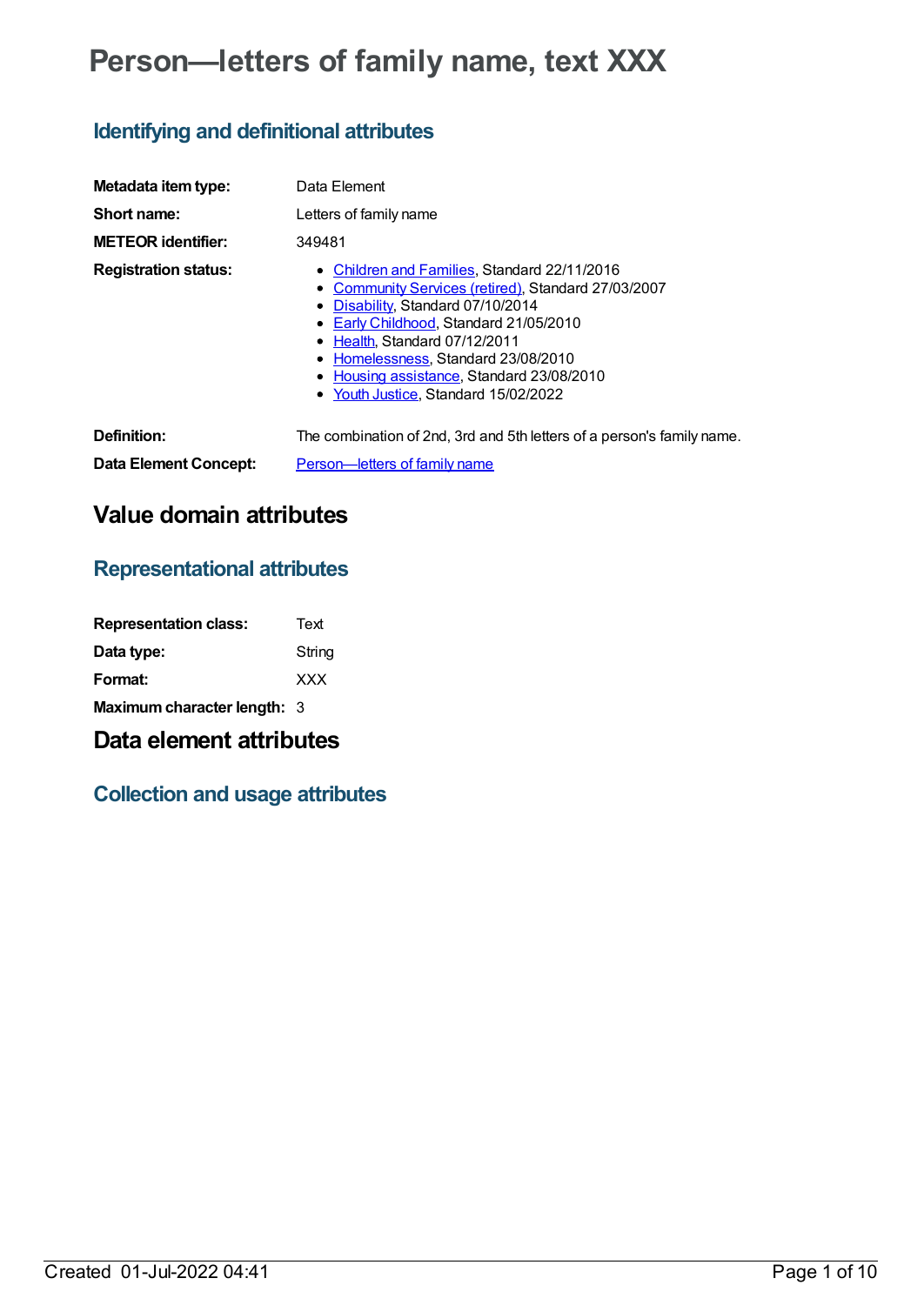# Person—letters of family name, text XXX

## Identifying and definitional attributes

**Metadata item type:** Data Element

**Short name:** Letters of family name

**METEOR identifier:** 349481

**Registration status:**

- Children and Families, Standard 22/11/2016
- Community Services (retired), Standard 27/03/2007
- Disability, Standard 07/10/2014
- Early Childhood, Standard 21/05/2010
- Health, Standard 07/12/2011
- Homelessness, Standard 23/08/2010
- Housing assistance, Standard 23/08/2010
- Youth Justice, Standard 15/02/2022

**Definition:** The combination of 2nd, 3rd and 5th letters of a person's family name.

**Data Element Concept:** Person—letters of family name

# Value domain attributes

## Representational attributes

**Representation class:** Text

**Data type:** String

**Format:** XXX

**Maximum character length:** 3

# Data element attributes

## Collection and usage attributes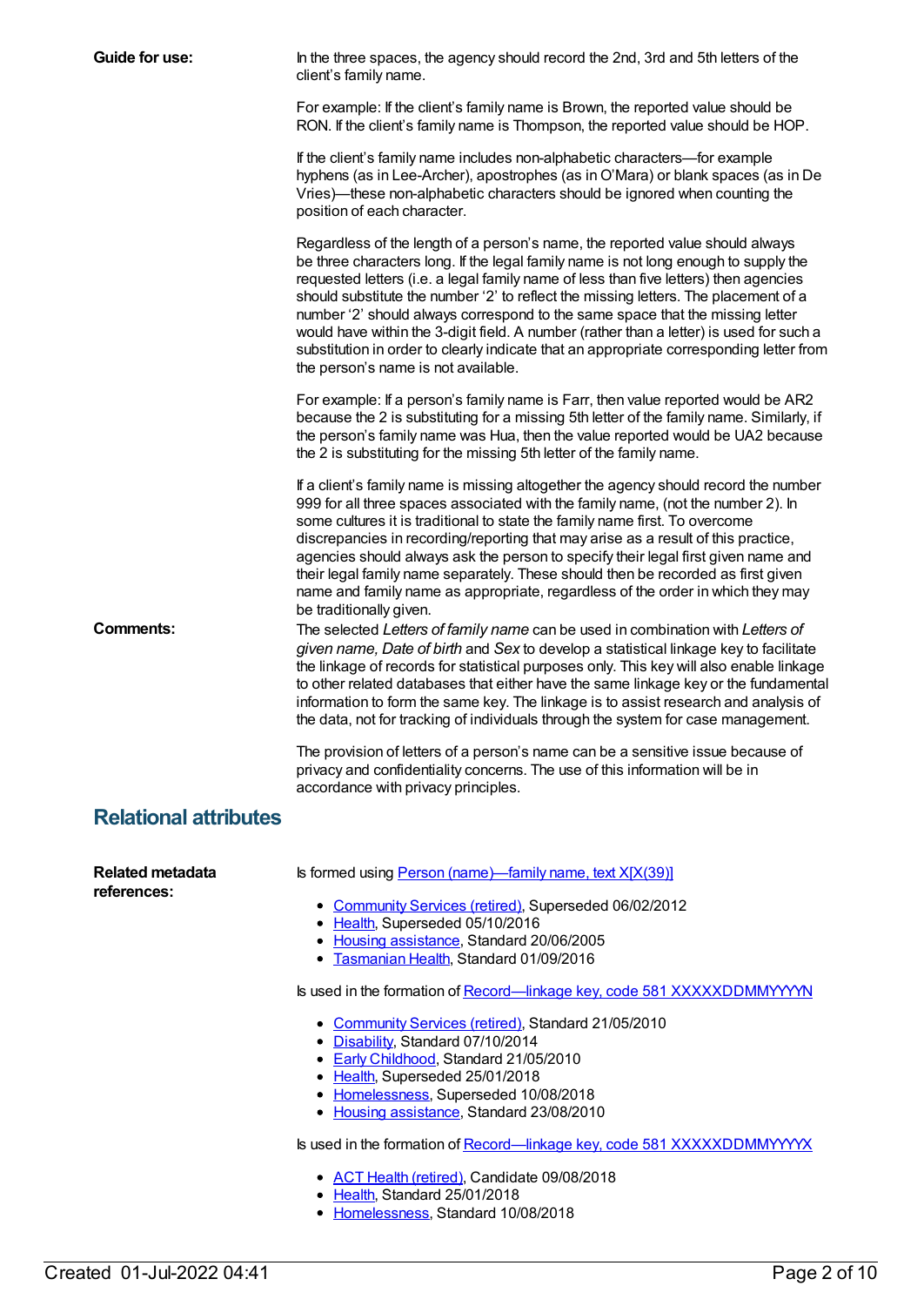**Guide for use:**

In the three spaces, the agency should record the 2nd, 3rd and 5th letters of the client's family name.

For example: If the client's family name is Brown, the reported value should be RON. If the client's family name is Thompson, the reported value should be HOP.

If the client's family name includes non-alphabetic characters—for example hyphens (as in Lee-Archer), apostrophes (as in O'Mara) or blank spaces (as in De Vries)—these non-alphabetic characters should be ignored when counting the position of each character.

Regardless of the length of a person's name, the reported value should always be three characters long. If the legal family name is not long enough to supply the requested letters (i.e. a legal family name of less than five letters) then agencies should substitute the number '2' to reflect the missing letters. The placement of a number '2' should always correspond to the same space that the missing letter would have within the 3-digit field. A number (rather than a letter) is used for such a substitution in order to clearly indicate that an appropriate corresponding letter from the person's name is not available.

For example: If a person's family name is Farr, then value reported would be AR2 because the 2 is substituting for a missing 5th letter of the family name. Similarly, if the person's family name was Hua, then the value reported would be UA2 because the 2 is substituting for the missing 5th letter of the family name.

If a client's family name is missing altogether the agency should record the number 999 for all three spaces associated with the family name, (not the number 2). In some cultures it is traditional to state the family name first. To overcome discrepancies in recording/reporting that may arise as a result of this practice, agencies should always ask the person to specify their legal first given name and their legal family name separately. These should then be recorded as first given name and family name as appropriate, regardless of the order in which they may be traditionally given.

**Comments:**

The selected *Letters of family name* can be used in combination with *Letters of given name, Date of birth* and *Sex* to develop a statistical linkage key to facilitate the linkage of records for statistical purposes only. This key will also enable linkage to other related databases that either have the same linkage key or the fundamental information to form the same key. The linkage is to assist research and analysis of the data, not for tracking of individuals through the system for case management.

The provision of letters of a person's name can be a sensitive issue because of privacy and confidentiality concerns. The use of this information will be in accordance with privacy principles.

## Relational attributes

**Related metadata references:**

Is formed using Person (name)—family name, text X[X(39)]

- Community Services (retired), Superseded 06/02/2012
- Health, Superseded 05/10/2016
- Housing assistance, Standard 20/06/2005
- Tasmanian Health, Standard 01/09/2016

Is used in the formation of Record—linkage key, code 581 XXXXXDDMMYYYYN

- Community Services (retired), Standard 21/05/2010
- Disability, Standard 07/10/2014
- Early Childhood, Standard 21/05/2010
- Health, Superseded 25/01/2018
- Homelessness, Superseded 10/08/2018
- Housing assistance, Standard 23/08/2010

Is used in the formation of Record—linkage key, code 581 XXXXXDDMMYYYYX

- ACT Health (retired), Candidate 09/08/2018
- Health, Standard 25/01/2018
- Homelessness, Standard 10/08/2018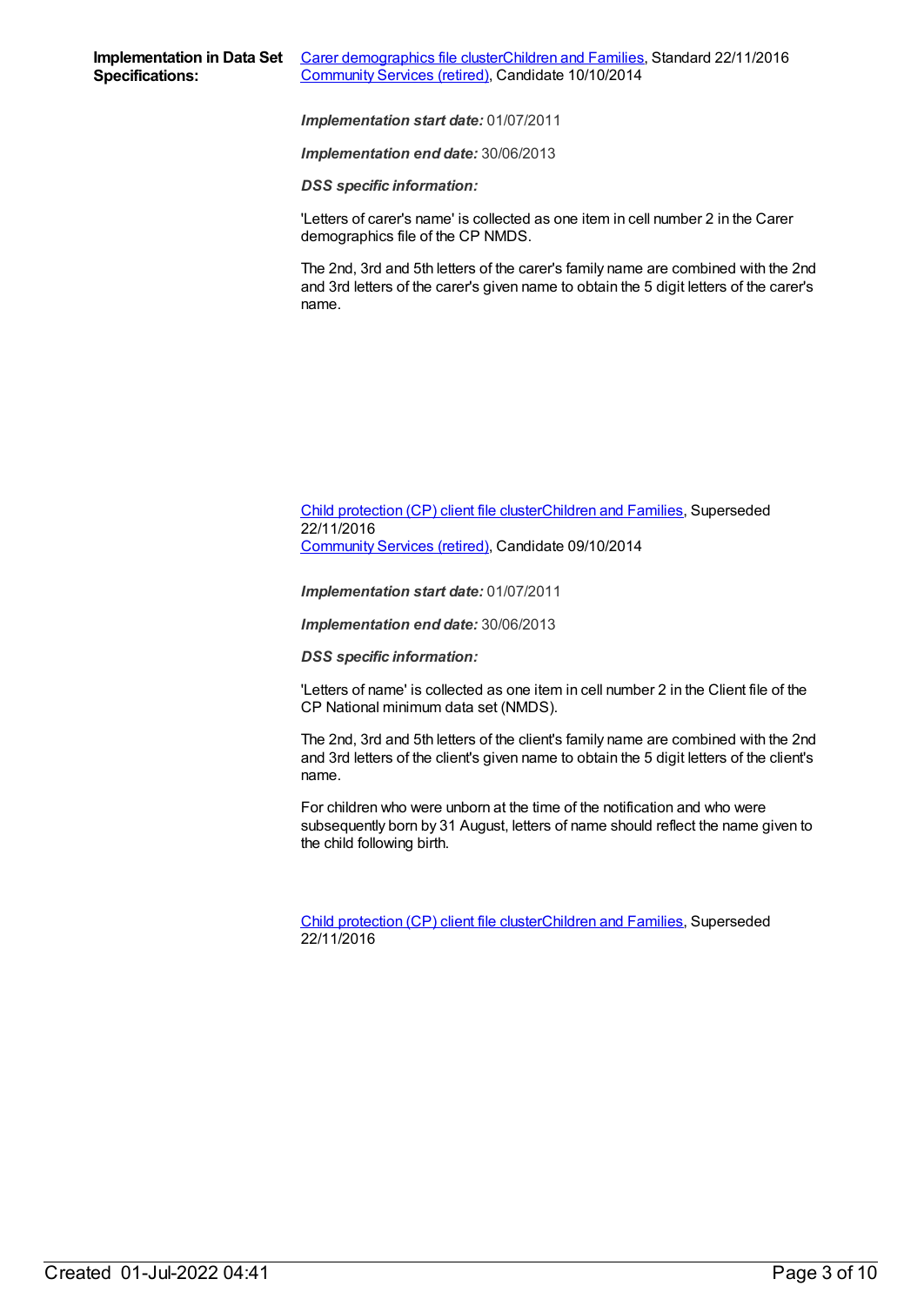**Implementation in Data Set Specifications:**

[Carer demographics file clusterChildren and Families](), Standard 22/11/2016
[Community Services (retired)](), Candidate 10/10/2014

***Implementation start date:*** 01/07/2011

***Implementation end date:*** 30/06/2013

***DSS specific information:***

'Letters of carer's name' is collected as one item in cell number 2 in the Carer demographics file of the CP NMDS.

The 2nd, 3rd and 5th letters of the carer's family name are combined with the 2nd and 3rd letters of the carer's given name to obtain the 5 digit letters of the carer's name.

[Child protection (CP) client file clusterChildren and Families](), Superseded 22/11/2016
[Community Services (retired)](), Candidate 09/10/2014

***Implementation start date:*** 01/07/2011

***Implementation end date:*** 30/06/2013

***DSS specific information:***

'Letters of name' is collected as one item in cell number 2 in the Client file of the CP National minimum data set (NMDS).

The 2nd, 3rd and 5th letters of the client's family name are combined with the 2nd and 3rd letters of the client's given name to obtain the 5 digit letters of the client's name.

For children who were unborn at the time of the notification and who were subsequently born by 31 August, letters of name should reflect the name given to the child following birth.

[Child protection (CP) client file clusterChildren and Families](), Superseded 22/11/2016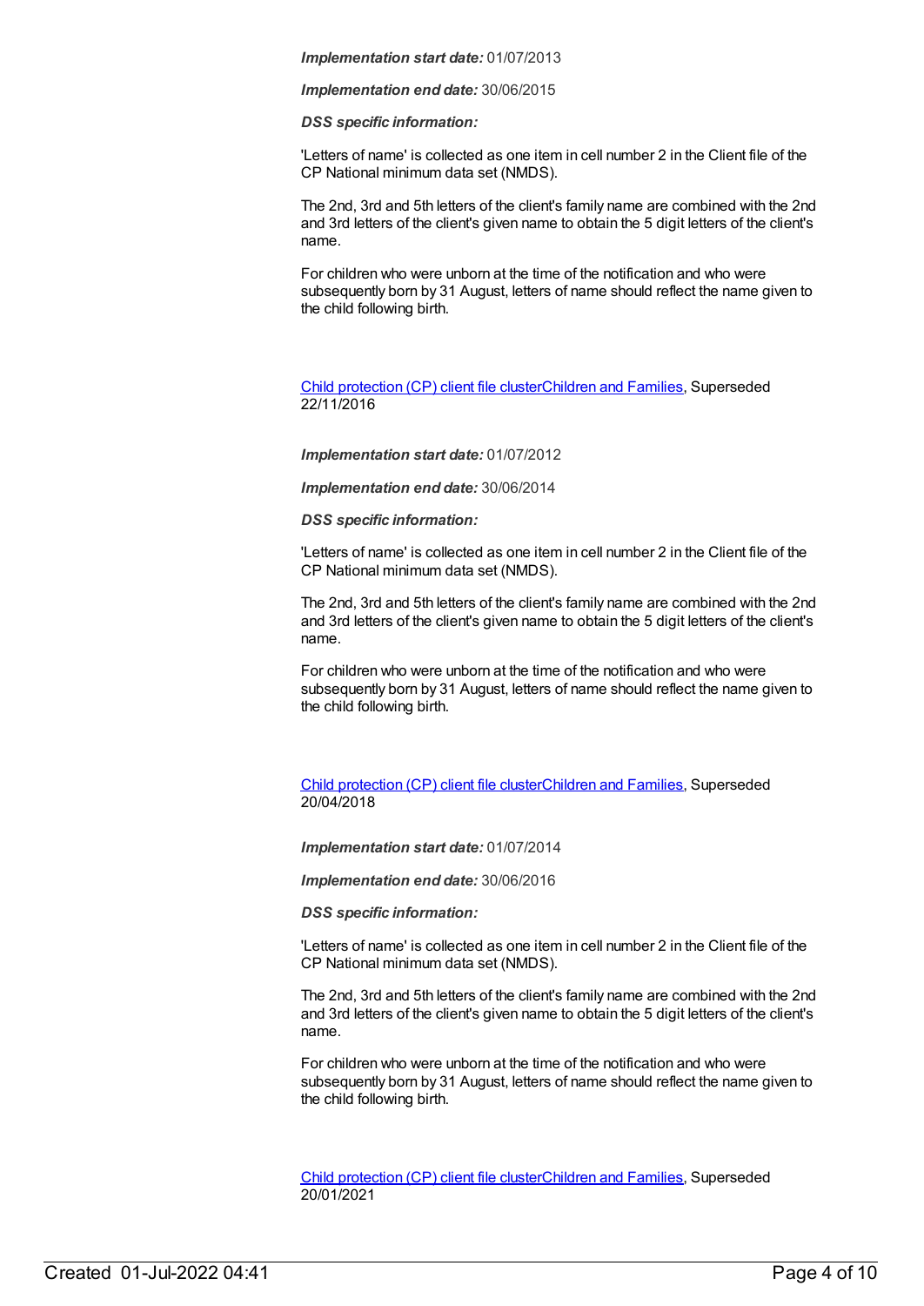***Implementation start date:*** 01/07/2013

***Implementation end date:*** 30/06/2015

***DSS specific information:***

'Letters of name' is collected as one item in cell number 2 in the Client file of the CP National minimum data set (NMDS).

The 2nd, 3rd and 5th letters of the client's family name are combined with the 2nd and 3rd letters of the client's given name to obtain the 5 digit letters of the client's name.

For children who were unborn at the time of the notification and who were subsequently born by 31 August, letters of name should reflect the name given to the child following birth.

Child protection (CP) client file clusterChildren and Families, Superseded 22/11/2016

***Implementation start date:*** 01/07/2012

***Implementation end date:*** 30/06/2014

***DSS specific information:***

'Letters of name' is collected as one item in cell number 2 in the Client file of the CP National minimum data set (NMDS).

The 2nd, 3rd and 5th letters of the client's family name are combined with the 2nd and 3rd letters of the client's given name to obtain the 5 digit letters of the client's name.

For children who were unborn at the time of the notification and who were subsequently born by 31 August, letters of name should reflect the name given to the child following birth.

Child protection (CP) client file clusterChildren and Families, Superseded 20/04/2018

***Implementation start date:*** 01/07/2014

***Implementation end date:*** 30/06/2016

***DSS specific information:***

'Letters of name' is collected as one item in cell number 2 in the Client file of the CP National minimum data set (NMDS).

The 2nd, 3rd and 5th letters of the client's family name are combined with the 2nd and 3rd letters of the client's given name to obtain the 5 digit letters of the client's name.

For children who were unborn at the time of the notification and who were subsequently born by 31 August, letters of name should reflect the name given to the child following birth.

Child protection (CP) client file clusterChildren and Families, Superseded 20/01/2021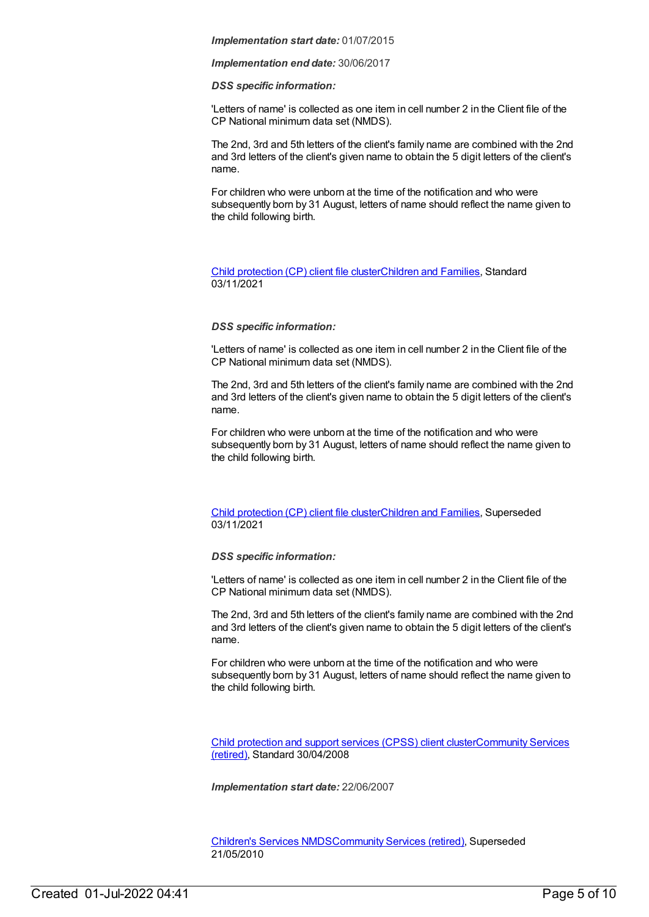***Implementation start date:*** 01/07/2015

***Implementation end date:*** 30/06/2017

***DSS specific information:***

'Letters of name' is collected as one item in cell number 2 in the Client file of the CP National minimum data set (NMDS).

The 2nd, 3rd and 5th letters of the client's family name are combined with the 2nd and 3rd letters of the client's given name to obtain the 5 digit letters of the client's name.

For children who were unborn at the time of the notification and who were subsequently born by 31 August, letters of name should reflect the name given to the child following birth.

Child protection (CP) client file clusterChildren and Families, Standard 03/11/2021

***DSS specific information:***

'Letters of name' is collected as one item in cell number 2 in the Client file of the CP National minimum data set (NMDS).

The 2nd, 3rd and 5th letters of the client's family name are combined with the 2nd and 3rd letters of the client's given name to obtain the 5 digit letters of the client's name.

For children who were unborn at the time of the notification and who were subsequently born by 31 August, letters of name should reflect the name given to the child following birth.

Child protection (CP) client file clusterChildren and Families, Superseded 03/11/2021

***DSS specific information:***

'Letters of name' is collected as one item in cell number 2 in the Client file of the CP National minimum data set (NMDS).

The 2nd, 3rd and 5th letters of the client's family name are combined with the 2nd and 3rd letters of the client's given name to obtain the 5 digit letters of the client's name.

For children who were unborn at the time of the notification and who were subsequently born by 31 August, letters of name should reflect the name given to the child following birth.

Child protection and support services (CPSS) client clusterCommunity Services (retired), Standard 30/04/2008

***Implementation start date:*** 22/06/2007

Children's Services NMDSCommunity Services (retired), Superseded 21/05/2010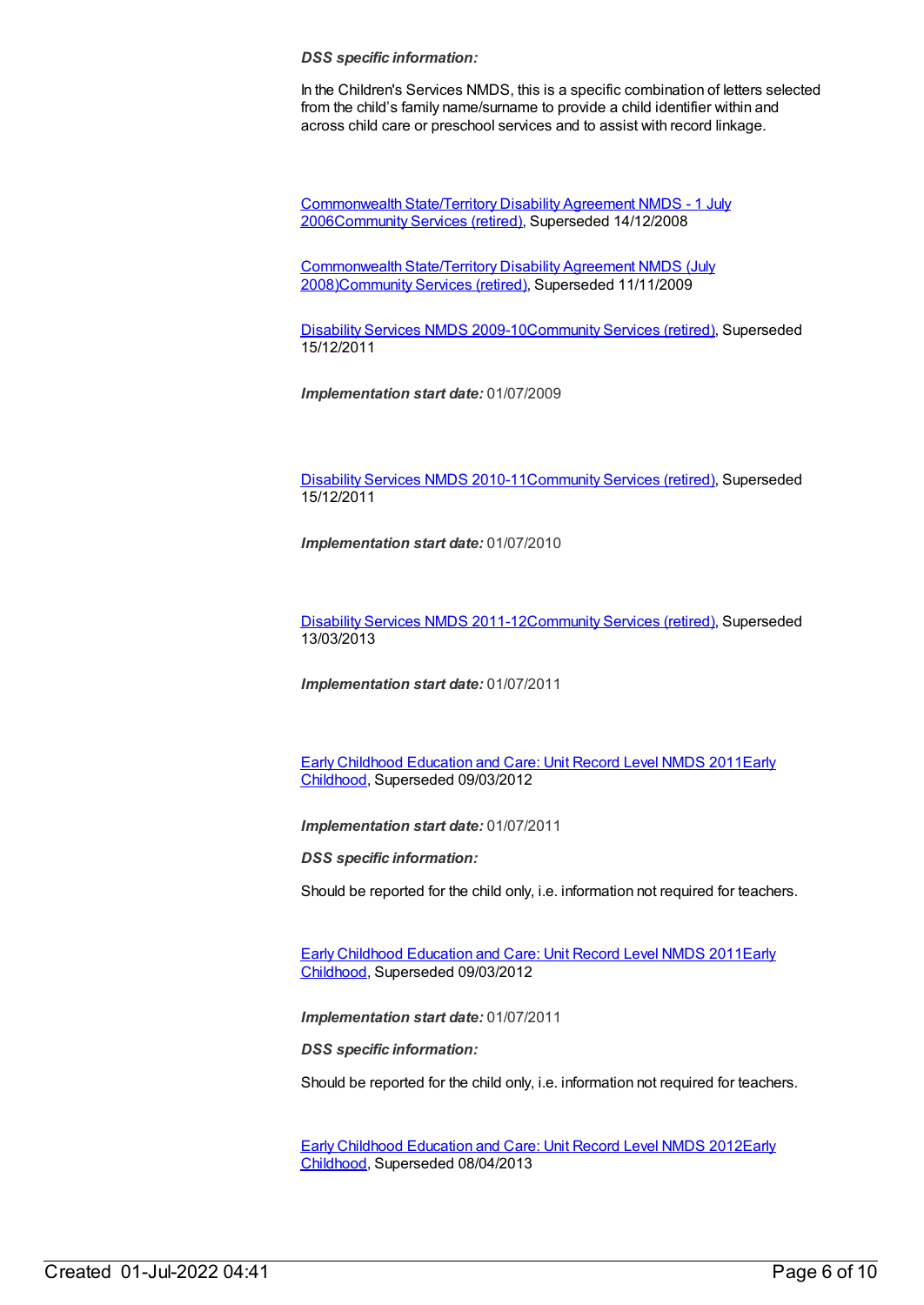***DSS specific information:***

In the Children's Services NMDS, this is a specific combination of letters selected from the child's family name/surname to provide a child identifier within and across child care or preschool services and to assist with record linkage.

Commonwealth State/Territory Disability Agreement NMDS - 1 July 2006Community Services (retired), Superseded 14/12/2008

Commonwealth State/Territory Disability Agreement NMDS (July 2008)Community Services (retired), Superseded 11/11/2009

Disability Services NMDS 2009-10Community Services (retired), Superseded 15/12/2011

***Implementation start date:*** 01/07/2009

Disability Services NMDS 2010-11Community Services (retired), Superseded 15/12/2011

***Implementation start date:*** 01/07/2010

Disability Services NMDS 2011-12Community Services (retired), Superseded 13/03/2013

***Implementation start date:*** 01/07/2011

Early Childhood Education and Care: Unit Record Level NMDS 2011Early Childhood, Superseded 09/03/2012

***Implementation start date:*** 01/07/2011

***DSS specific information:***

Should be reported for the child only, i.e. information not required for teachers.

Early Childhood Education and Care: Unit Record Level NMDS 2011Early Childhood, Superseded 09/03/2012

***Implementation start date:*** 01/07/2011

***DSS specific information:***

Should be reported for the child only, i.e. information not required for teachers.

Early Childhood Education and Care: Unit Record Level NMDS 2012Early Childhood, Superseded 08/04/2013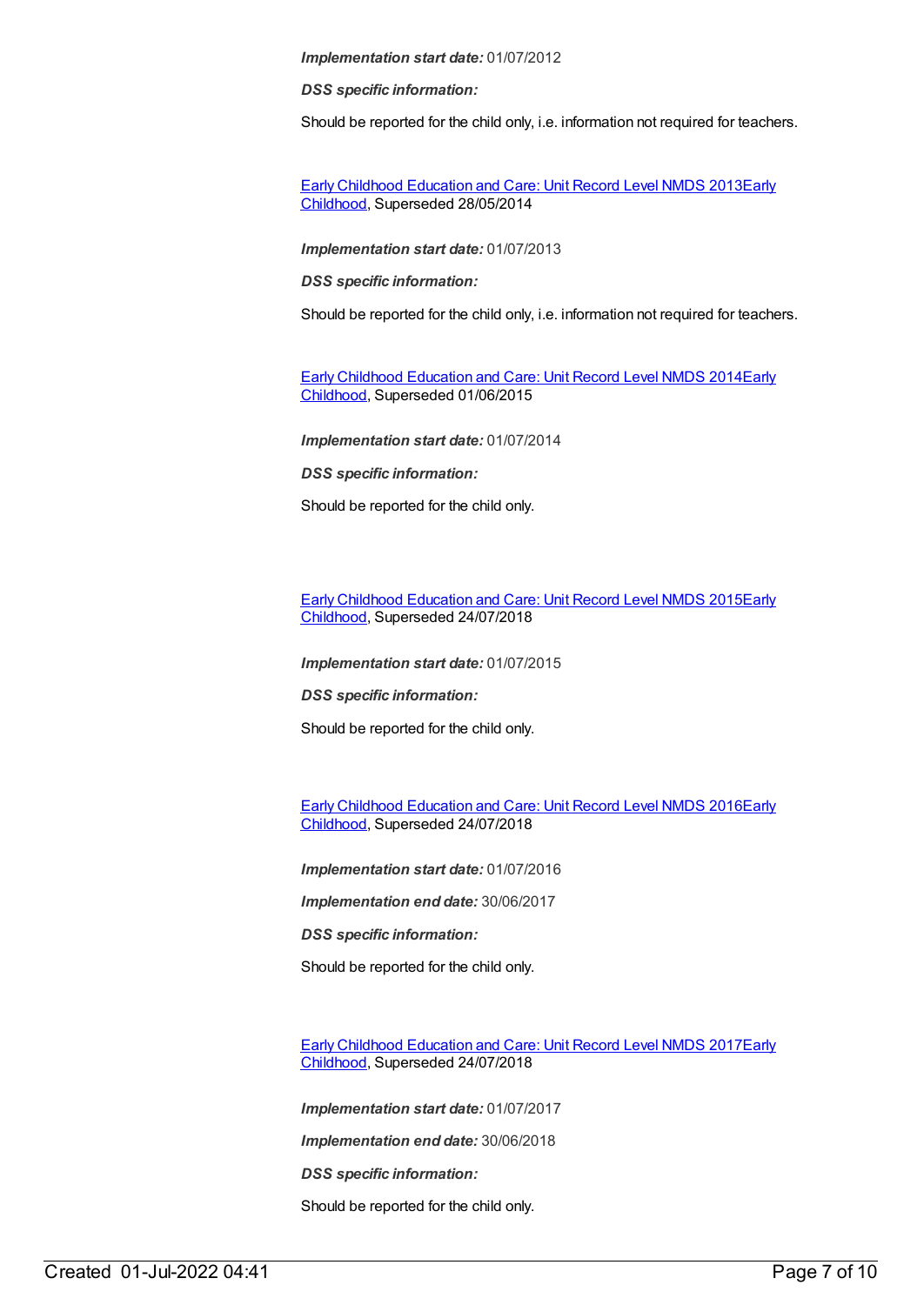***Implementation start date:*** 01/07/2012

***DSS specific information:***

Should be reported for the child only, i.e. information not required for teachers.

[Early Childhood Education and Care: Unit Record Level NMDS 2013](#)[Early Childhood](#), Superseded 28/05/2014

***Implementation start date:*** 01/07/2013

***DSS specific information:***

Should be reported for the child only, i.e. information not required for teachers.

[Early Childhood Education and Care: Unit Record Level NMDS 2014](#)[Early Childhood](#), Superseded 01/06/2015

***Implementation start date:*** 01/07/2014

***DSS specific information:***

Should be reported for the child only.

[Early Childhood Education and Care: Unit Record Level NMDS 2015](#)[Early Childhood](#), Superseded 24/07/2018

***Implementation start date:*** 01/07/2015

***DSS specific information:***

Should be reported for the child only.

[Early Childhood Education and Care: Unit Record Level NMDS 2016](#)[Early Childhood](#), Superseded 24/07/2018

***Implementation start date:*** 01/07/2016

***Implementation end date:*** 30/06/2017

***DSS specific information:***

Should be reported for the child only.

[Early Childhood Education and Care: Unit Record Level NMDS 2017](#)[Early Childhood](#), Superseded 24/07/2018

***Implementation start date:*** 01/07/2017

***Implementation end date:*** 30/06/2018

***DSS specific information:***

Should be reported for the child only.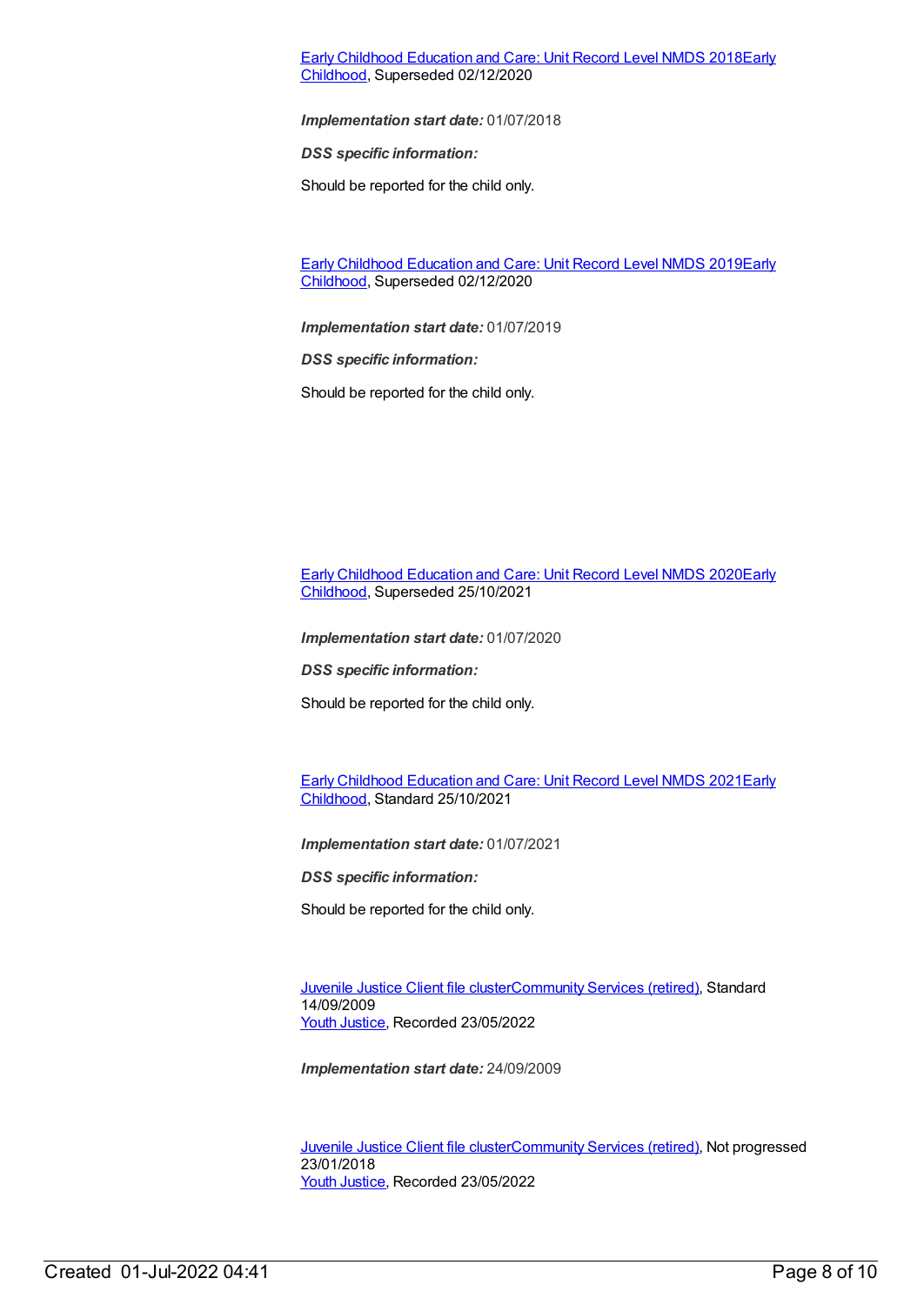[Early Childhood Education and Care: Unit Record Level NMDS 2018](#)[Early Childhood](#), Superseded 02/12/2020

***Implementation start date:*** 01/07/2018

***DSS specific information:***

Should be reported for the child only.

[Early Childhood Education and Care: Unit Record Level NMDS 2019](#)[Early Childhood](#), Superseded 02/12/2020

***Implementation start date:*** 01/07/2019

***DSS specific information:***

Should be reported for the child only.

[Early Childhood Education and Care: Unit Record Level NMDS 2020](#)[Early Childhood](#), Superseded 25/10/2021

***Implementation start date:*** 01/07/2020

***DSS specific information:***

Should be reported for the child only.

[Early Childhood Education and Care: Unit Record Level NMDS 2021](#)[Early Childhood](#), Standard 25/10/2021

***Implementation start date:*** 01/07/2021

***DSS specific information:***

Should be reported for the child only.

[Juvenile Justice Client file cluster](#)[Community Services (retired)](#), Standard 14/09/2009
[Youth Justice](#), Recorded 23/05/2022

***Implementation start date:*** 24/09/2009

[Juvenile Justice Client file cluster](#)[Community Services (retired)](#), Not progressed 23/01/2018
[Youth Justice](#), Recorded 23/05/2022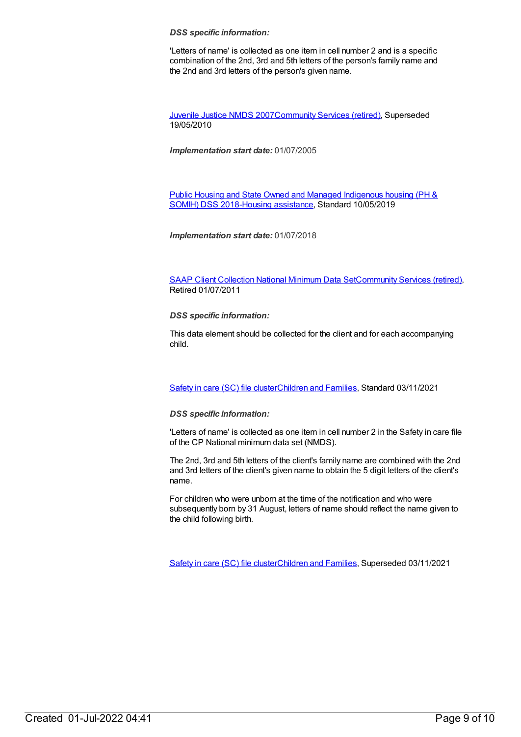***DSS specific information:***

'Letters of name' is collected as one item in cell number 2 and is a specific combination of the 2nd, 3rd and 5th letters of the person's family name and the 2nd and 3rd letters of the person's given name.

[Juvenile Justice NMDS 2007Community Services (retired)](), Superseded 19/05/2010

***Implementation start date:*** 01/07/2005

[Public Housing and State Owned and Managed Indigenous housing (PH & SOMIH) DSS 2018-Housing assistance](), Standard 10/05/2019

***Implementation start date:*** 01/07/2018

[SAAP Client Collection National Minimum Data SetCommunity Services (retired)](), Retired 01/07/2011

***DSS specific information:***

This data element should be collected for the client and for each accompanying child.

[Safety in care (SC) file clusterChildren and Families](), Standard 03/11/2021

***DSS specific information:***

'Letters of name' is collected as one item in cell number 2 in the Safety in care file of the CP National minimum data set (NMDS).

The 2nd, 3rd and 5th letters of the client's family name are combined with the 2nd and 3rd letters of the client's given name to obtain the 5 digit letters of the client's name.

For children who were unborn at the time of the notification and who were subsequently born by 31 August, letters of name should reflect the name given to the child following birth.

[Safety in care (SC) file clusterChildren and Families](), Superseded 03/11/2021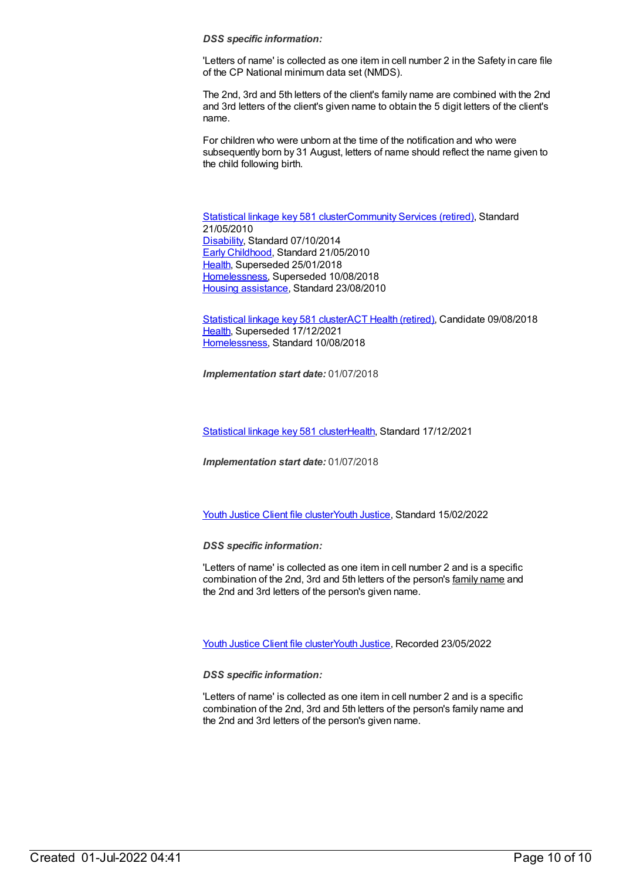***DSS specific information:***

'Letters of name' is collected as one item in cell number 2 in the Safety in care file of the CP National minimum data set (NMDS).

The 2nd, 3rd and 5th letters of the client's family name are combined with the 2nd and 3rd letters of the client's given name to obtain the 5 digit letters of the client's name.

For children who were unborn at the time of the notification and who were subsequently born by 31 August, letters of name should reflect the name given to the child following birth.

Statistical linkage key 581 clusterCommunity Services (retired), Standard 21/05/2010
Disability, Standard 07/10/2014
Early Childhood, Standard 21/05/2010
Health, Superseded 25/01/2018
Homelessness, Superseded 10/08/2018
Housing assistance, Standard 23/08/2010

Statistical linkage key 581 clusterACT Health (retired), Candidate 09/08/2018
Health, Superseded 17/12/2021
Homelessness, Standard 10/08/2018

***Implementation start date:*** 01/07/2018

Statistical linkage key 581 clusterHealth, Standard 17/12/2021

***Implementation start date:*** 01/07/2018

Youth Justice Client file clusterYouth Justice, Standard 15/02/2022

***DSS specific information:***

'Letters of name' is collected as one item in cell number 2 and is a specific combination of the 2nd, 3rd and 5th letters of the person's family name and the 2nd and 3rd letters of the person's given name.

Youth Justice Client file clusterYouth Justice, Recorded 23/05/2022

***DSS specific information:***

'Letters of name' is collected as one item in cell number 2 and is a specific combination of the 2nd, 3rd and 5th letters of the person's family name and the 2nd and 3rd letters of the person's given name.